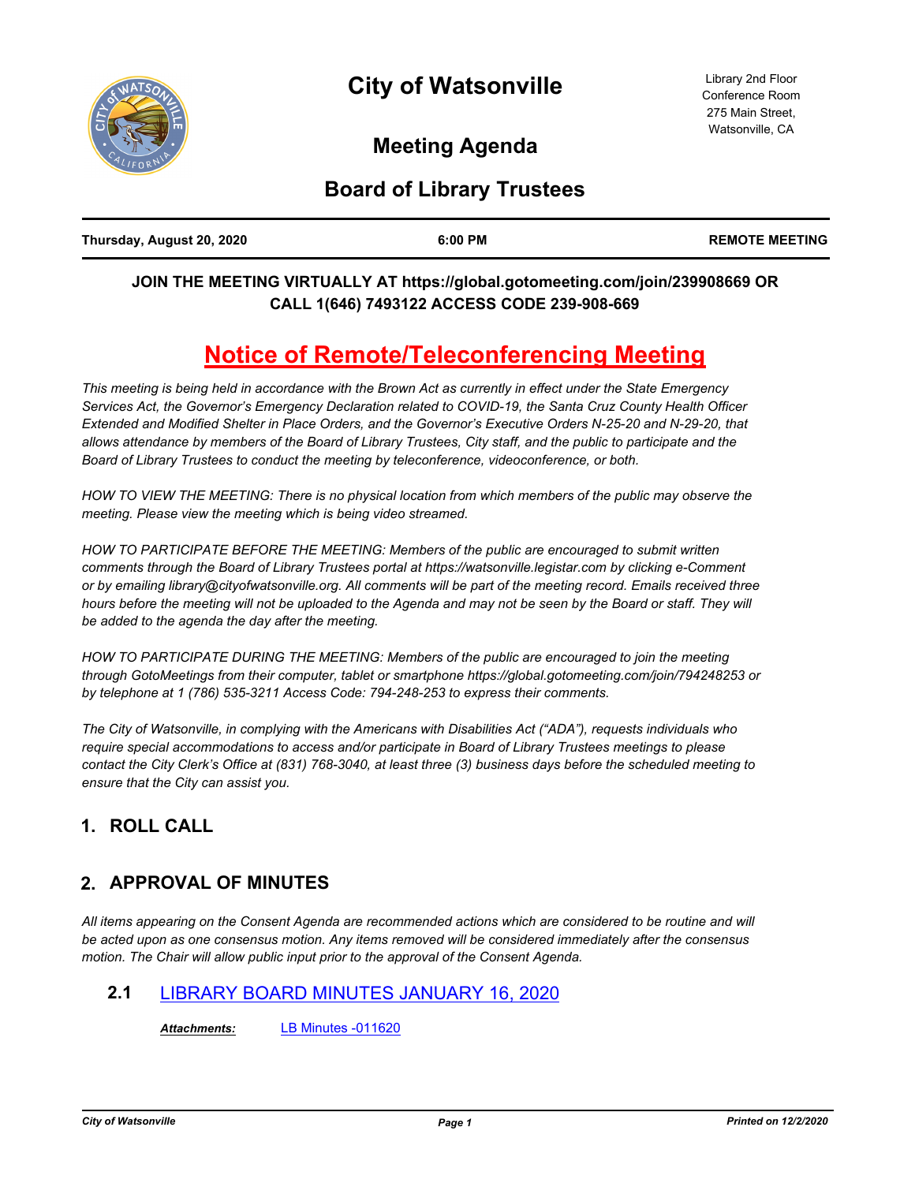# City of Watsonville

Library 2nd Floor
Conference Room
275 Main Street,
Watsonville, CA

## Meeting Agenda

## Board of Library Trustees

| Thursday, August 20, 2020 | 6:00 PM | REMOTE MEETING |
|---|---|---|

**JOIN THE MEETING VIRTUALLY AT https://global.gotomeeting.com/join/239908669 OR CALL 1(646) 7493122 ACCESS CODE 239-908-669**

## Notice of Remote/Teleconferencing Meeting

*This meeting is being held in accordance with the Brown Act as currently in effect under the State Emergency Services Act, the Governor's Emergency Declaration related to COVID-19, the Santa Cruz County Health Officer Extended and Modified Shelter in Place Orders, and the Governor's Executive Orders N-25-20 and N-29-20, that allows attendance by members of the Board of Library Trustees, City staff, and the public to participate and the Board of Library Trustees to conduct the meeting by teleconference, videoconference, or both.*

*HOW TO VIEW THE MEETING: There is no physical location from which members of the public may observe the meeting. Please view the meeting which is being video streamed.*

*HOW TO PARTICIPATE BEFORE THE MEETING: Members of the public are encouraged to submit written comments through the Board of Library Trustees portal at https://watsonville.legistar.com by clicking e-Comment or by emailing library@cityofwatsonville.org. All comments will be part of the meeting record. Emails received three hours before the meeting will not be uploaded to the Agenda and may not be seen by the Board or staff. They will be added to the agenda the day after the meeting.*

*HOW TO PARTICIPATE DURING THE MEETING: Members of the public are encouraged to join the meeting through GotoMeetings from their computer, tablet or smartphone https://global.gotomeeting.com/join/794248253 or by telephone at 1 (786) 535-3211 Access Code: 794-248-253 to express their comments.*

*The City of Watsonville, in complying with the Americans with Disabilities Act ("ADA"), requests individuals who require special accommodations to access and/or participate in Board of Library Trustees meetings to please contact the City Clerk's Office at (831) 768-3040, at least three (3) business days before the scheduled meeting to ensure that the City can assist you.*

## 1. ROLL CALL

## 2. APPROVAL OF MINUTES

*All items appearing on the Consent Agenda are recommended actions which are considered to be routine and will be acted upon as one consensus motion. Any items removed will be considered immediately after the consensus motion. The Chair will allow public input prior to the approval of the Consent Agenda.*

### 2.1 LIBRARY BOARD MINUTES JANUARY 16, 2020

***Attachments:*** LB Minutes -011620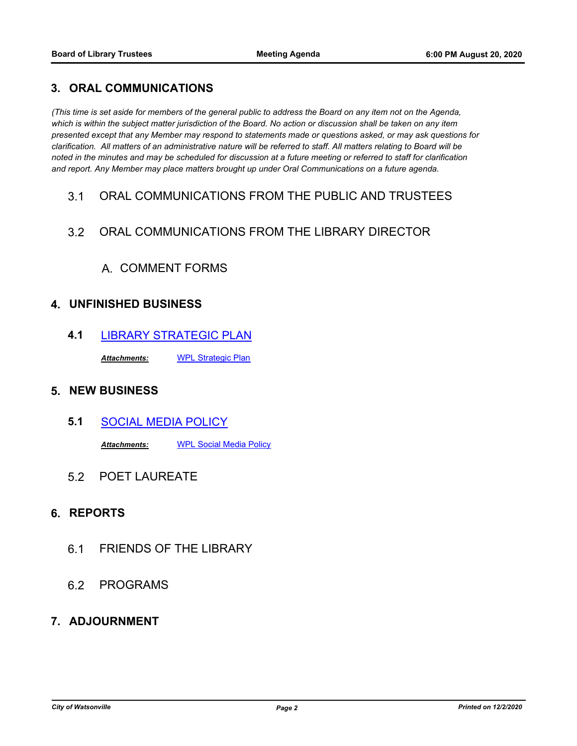## 3. ORAL COMMUNICATIONS

*(This time is set aside for members of the general public to address the Board on any item not on the Agenda, which is within the subject matter jurisdiction of the Board. No action or discussion shall be taken on any item presented except that any Member may respond to statements made or questions asked, or may ask questions for clarification. All matters of an administrative nature will be referred to staff. All matters relating to Board will be noted in the minutes and may be scheduled for discussion at a future meeting or referred to staff for clarification and report. Any Member may place matters brought up under Oral Communications on a future agenda.*

3.1 ORAL COMMUNICATIONS FROM THE PUBLIC AND TRUSTEES

3.2 ORAL COMMUNICATIONS FROM THE LIBRARY DIRECTOR

A. COMMENT FORMS

## 4. UNFINISHED BUSINESS

**4.1** LIBRARY STRATEGIC PLAN

***Attachments:*** WPL Strategic Plan

## 5. NEW BUSINESS

**5.1** SOCIAL MEDIA POLICY

***Attachments:*** WPL Social Media Policy

5.2 POET LAUREATE

## 6. REPORTS

6.1 FRIENDS OF THE LIBRARY

6.2 PROGRAMS

## 7. ADJOURNMENT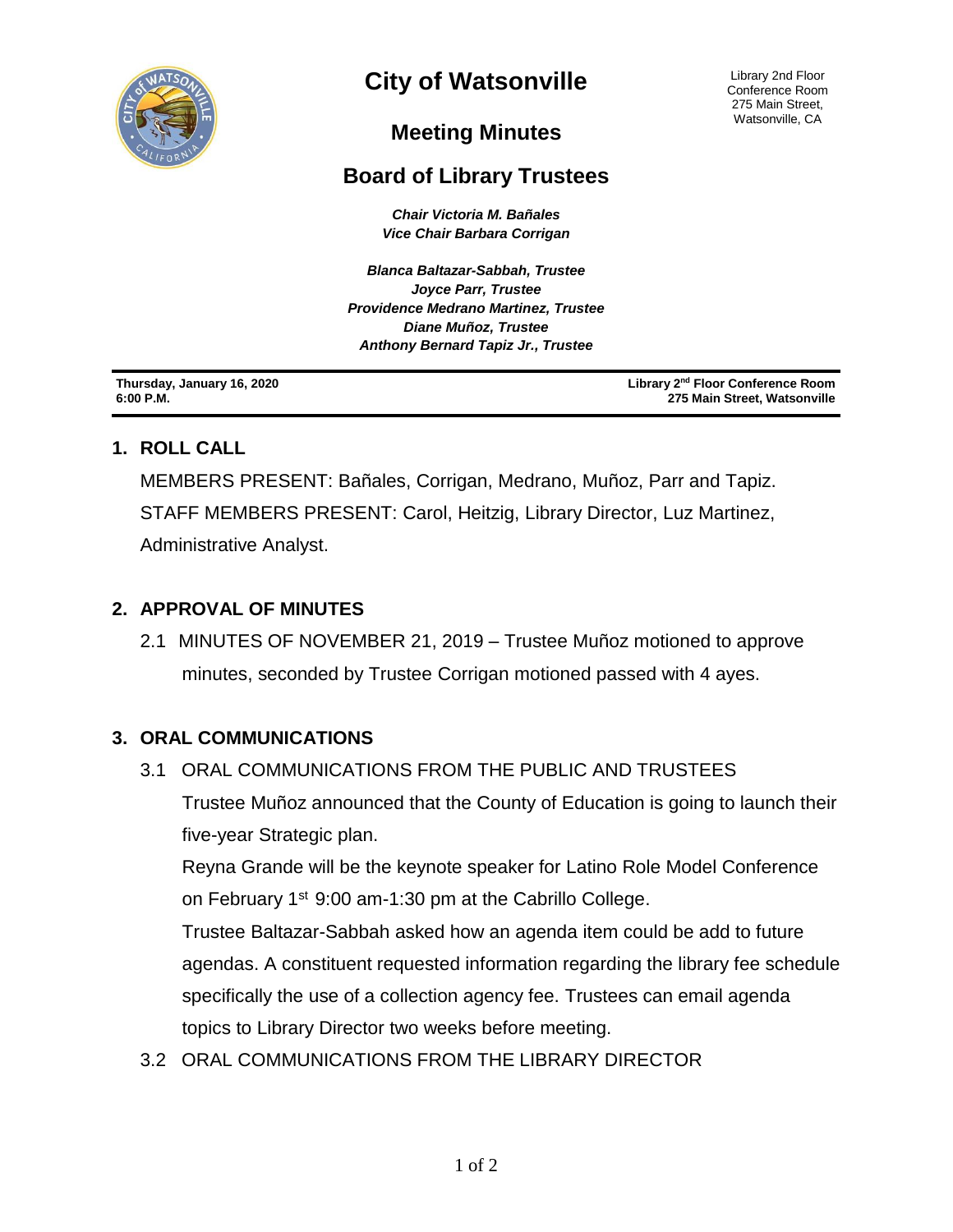# City of Watsonville

Library 2nd Floor
Conference Room
275 Main Street,
Watsonville, CA

## Meeting Minutes

## Board of Library Trustees

***Chair Victoria M. Bañales***
***Vice Chair Barbara Corrigan***

***Blanca Baltazar-Sabbah, Trustee***
***Joyce Parr, Trustee***
***Providence Medrano Martinez, Trustee***
***Diane Muñoz, Trustee***
***Anthony Bernard Tapiz Jr., Trustee***

**Thursday, January 16, 2020**
**6:00 P.M.**

**Library 2nd Floor Conference Room**
**275 Main Street, Watsonville**

### 1. ROLL CALL

MEMBERS PRESENT: Bañales, Corrigan, Medrano, Muñoz, Parr and Tapiz.
STAFF MEMBERS PRESENT: Carol, Heitzig, Library Director, Luz Martinez, Administrative Analyst.

### 2. APPROVAL OF MINUTES

2.1 MINUTES OF NOVEMBER 21, 2019 – Trustee Muñoz motioned to approve minutes, seconded by Trustee Corrigan motioned passed with 4 ayes.

### 3. ORAL COMMUNICATIONS

3.1 ORAL COMMUNICATIONS FROM THE PUBLIC AND TRUSTEES

Trustee Muñoz announced that the County of Education is going to launch their five-year Strategic plan.

Reyna Grande will be the keynote speaker for Latino Role Model Conference on February 1st 9:00 am-1:30 pm at the Cabrillo College.

Trustee Baltazar-Sabbah asked how an agenda item could be add to future agendas. A constituent requested information regarding the library fee schedule specifically the use of a collection agency fee. Trustees can email agenda topics to Library Director two weeks before meeting.

3.2 ORAL COMMUNICATIONS FROM THE LIBRARY DIRECTOR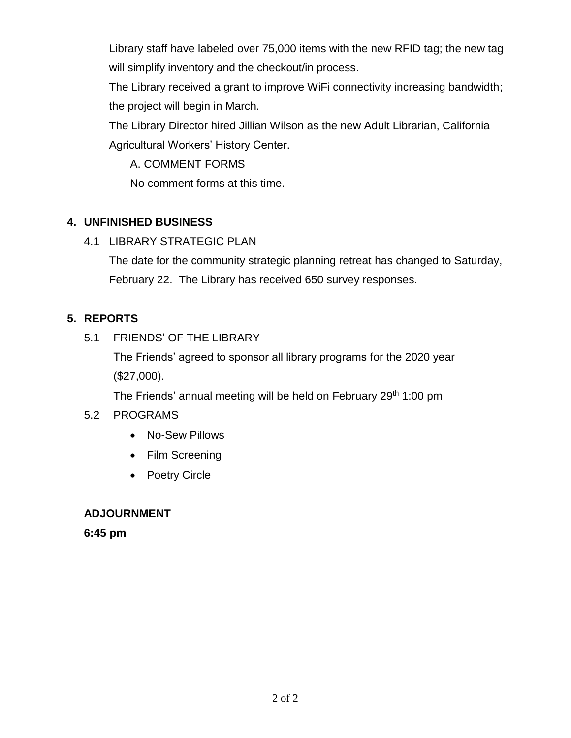Library staff have labeled over 75,000 items with the new RFID tag; the new tag will simplify inventory and the checkout/in process.

The Library received a grant to improve WiFi connectivity increasing bandwidth; the project will begin in March.

The Library Director hired Jillian Wilson as the new Adult Librarian, California Agricultural Workers' History Center.

A. COMMENT FORMS

No comment forms at this time.

## 4. UNFINISHED BUSINESS

4.1 LIBRARY STRATEGIC PLAN

The date for the community strategic planning retreat has changed to Saturday, February 22. The Library has received 650 survey responses.

## 5. REPORTS

5.1 FRIENDS' OF THE LIBRARY

The Friends' agreed to sponsor all library programs for the 2020 year ($27,000).

The Friends' annual meeting will be held on February 29th 1:00 pm

5.2 PROGRAMS

- No-Sew Pillows
- Film Screening
- Poetry Circle

**ADJOURNMENT**

**6:45 pm**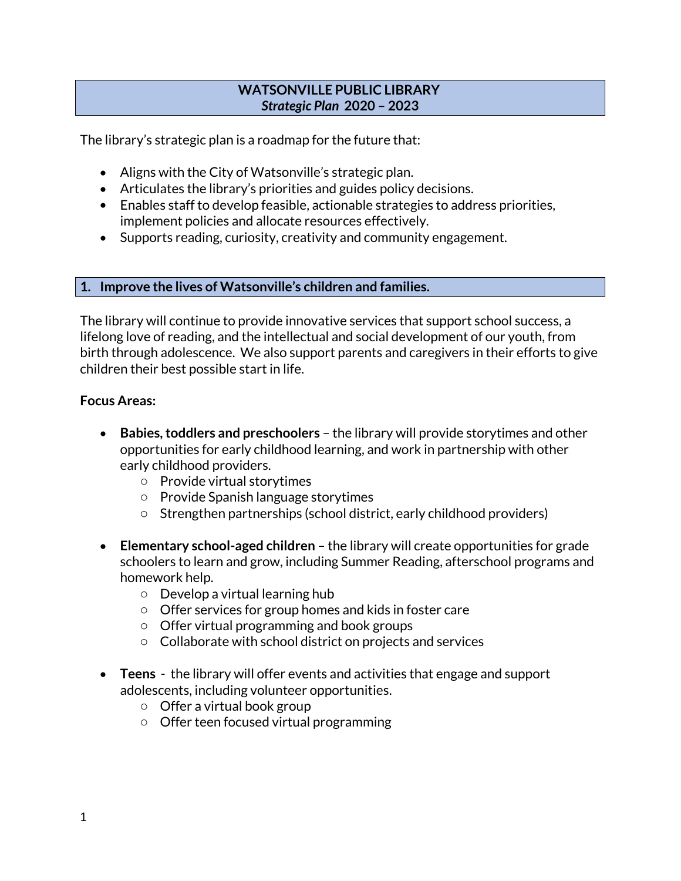# WATSONVILLE PUBLIC LIBRARY
## *Strategic Plan* 2020 – 2023

The library's strategic plan is a roadmap for the future that:

- Aligns with the City of Watsonville's strategic plan.
- Articulates the library's priorities and guides policy decisions.
- Enables staff to develop feasible, actionable strategies to address priorities, implement policies and allocate resources effectively.
- Supports reading, curiosity, creativity and community engagement.

## 1. Improve the lives of Watsonville's children and families.

The library will continue to provide innovative services that support school success, a lifelong love of reading, and the intellectual and social development of our youth, from birth through adolescence. We also support parents and caregivers in their efforts to give children their best possible start in life.

**Focus Areas:**

- **Babies, toddlers and preschoolers** – the library will provide storytimes and other opportunities for early childhood learning, and work in partnership with other early childhood providers.
  - Provide virtual storytimes
  - Provide Spanish language storytimes
  - Strengthen partnerships (school district, early childhood providers)

- **Elementary school-aged children** – the library will create opportunities for grade schoolers to learn and grow, including Summer Reading, afterschool programs and homework help.
  - Develop a virtual learning hub
  - Offer services for group homes and kids in foster care
  - Offer virtual programming and book groups
  - Collaborate with school district on projects and services

- **Teens** - the library will offer events and activities that engage and support adolescents, including volunteer opportunities.
  - Offer a virtual book group
  - Offer teen focused virtual programming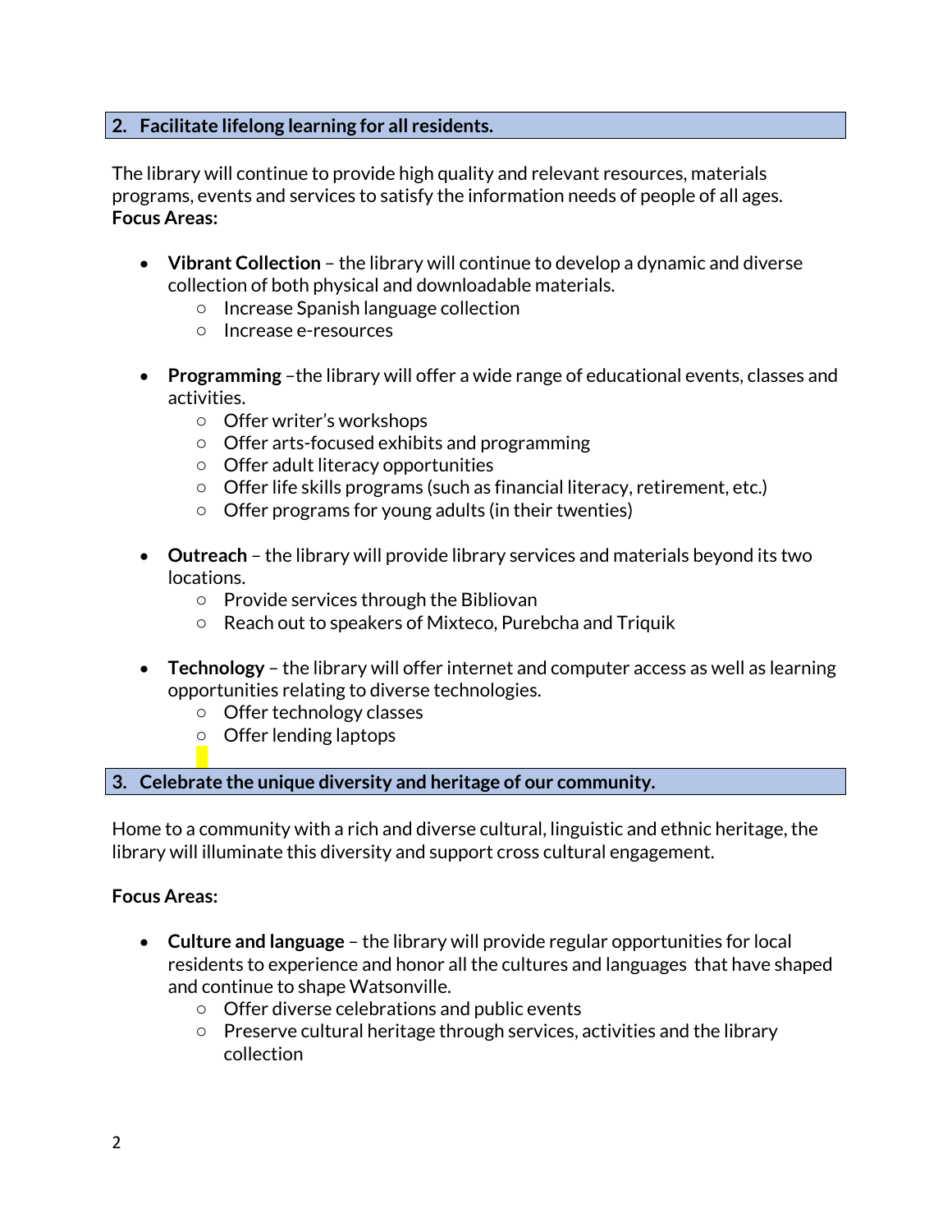## 2. Facilitate lifelong learning for all residents.

The library will continue to provide high quality and relevant resources, materials programs, events and services to satisfy the information needs of people of all ages.
**Focus Areas:**

- **Vibrant Collection** – the library will continue to develop a dynamic and diverse collection of both physical and downloadable materials.
  - Increase Spanish language collection
  - Increase e-resources

- **Programming** –the library will offer a wide range of educational events, classes and activities.
  - Offer writer's workshops
  - Offer arts-focused exhibits and programming
  - Offer adult literacy opportunities
  - Offer life skills programs (such as financial literacy, retirement, etc.)
  - Offer programs for young adults (in their twenties)

- **Outreach** – the library will provide library services and materials beyond its two locations.
  - Provide services through the Bibliovan
  - Reach out to speakers of Mixteco, Purebcha and Triquik

- **Technology** – the library will offer internet and computer access as well as learning opportunities relating to diverse technologies.
  - Offer technology classes
  - Offer lending laptops

## 3. Celebrate the unique diversity and heritage of our community.

Home to a community with a rich and diverse cultural, linguistic and ethnic heritage, the library will illuminate this diversity and support cross cultural engagement.

**Focus Areas:**

- **Culture and language** – the library will provide regular opportunities for local residents to experience and honor all the cultures and languages that have shaped and continue to shape Watsonville.
  - Offer diverse celebrations and public events
  - Preserve cultural heritage through services, activities and the library collection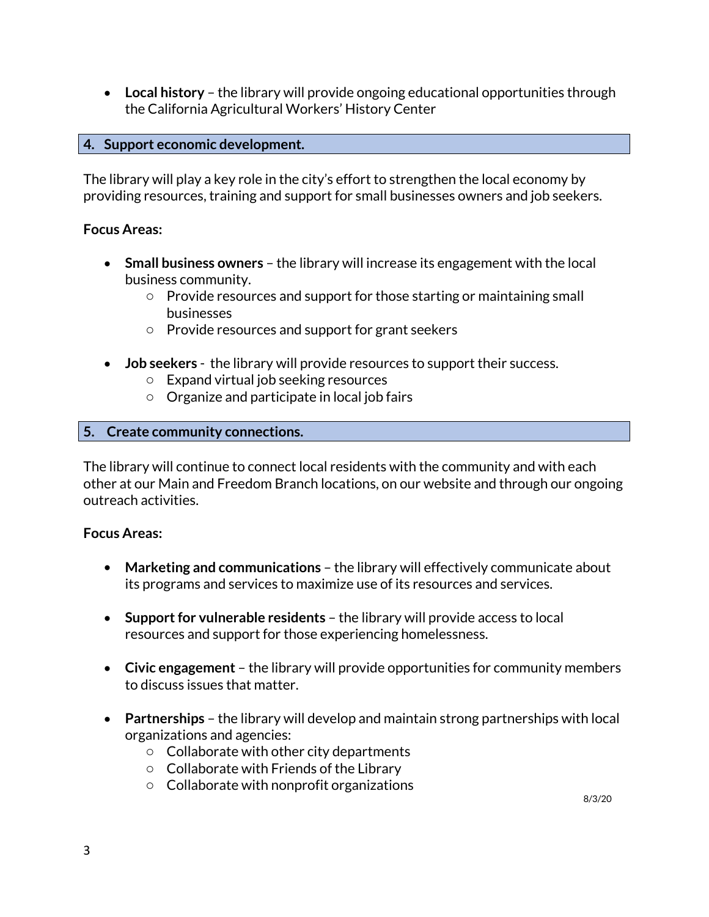- **Local history** – the library will provide ongoing educational opportunities through the California Agricultural Workers' History Center

## 4. Support economic development.

The library will play a key role in the city's effort to strengthen the local economy by providing resources, training and support for small businesses owners and job seekers.

**Focus Areas:**

- **Small business owners** – the library will increase its engagement with the local business community.
  - Provide resources and support for those starting or maintaining small businesses
  - Provide resources and support for grant seekers

- **Job seekers** - the library will provide resources to support their success.
  - Expand virtual job seeking resources
  - Organize and participate in local job fairs

## 5. Create community connections.

The library will continue to connect local residents with the community and with each other at our Main and Freedom Branch locations, on our website and through our ongoing outreach activities.

**Focus Areas:**

- **Marketing and communications** – the library will effectively communicate about its programs and services to maximize use of its resources and services.

- **Support for vulnerable residents** – the library will provide access to local resources and support for those experiencing homelessness.

- **Civic engagement** – the library will provide opportunities for community members to discuss issues that matter.

- **Partnerships** – the library will develop and maintain strong partnerships with local organizations and agencies:
  - Collaborate with other city departments
  - Collaborate with Friends of the Library
  - Collaborate with nonprofit organizations

8/3/20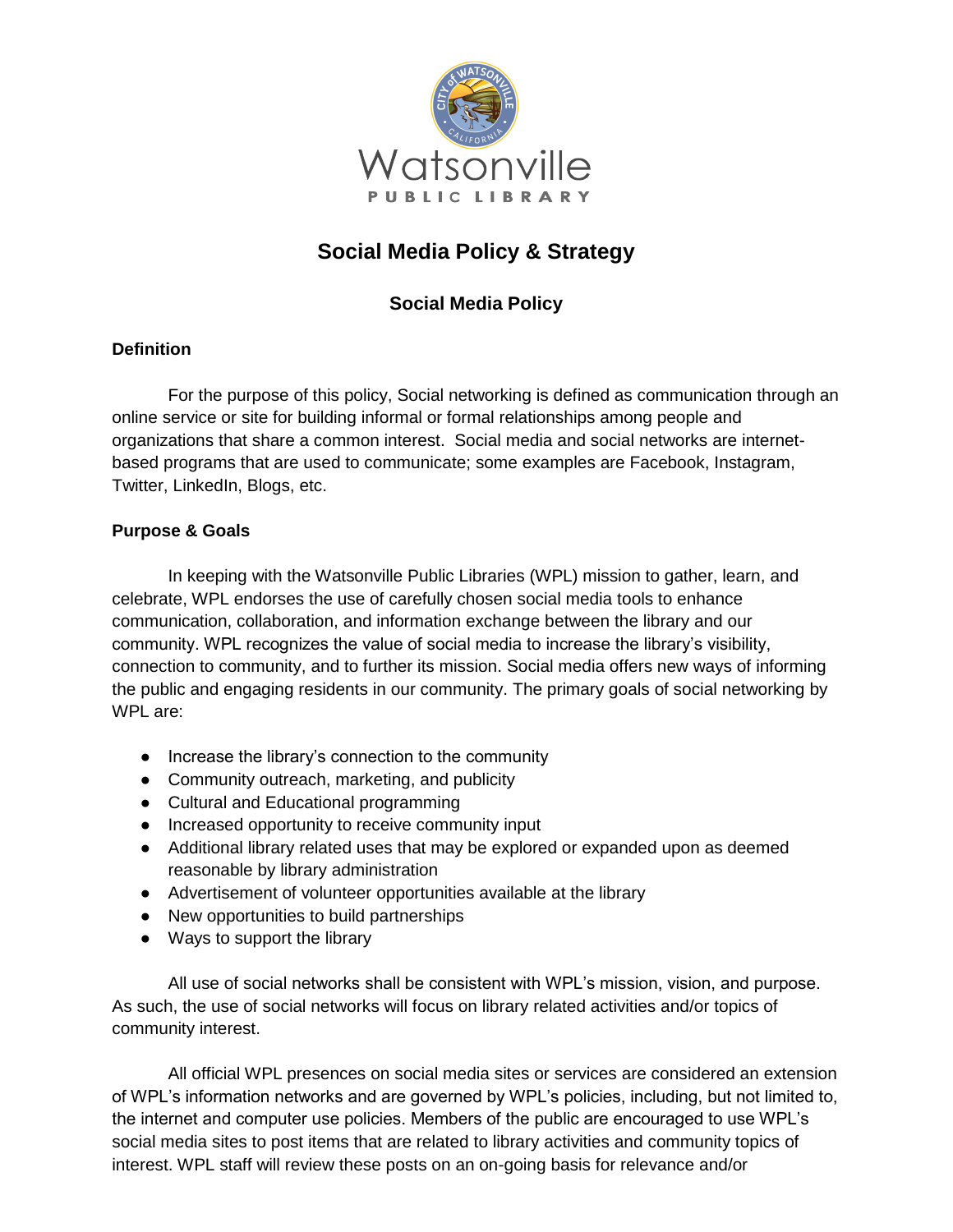Watsonville

PUBLIC LIBRARY

# Social Media Policy & Strategy

## Social Media Policy

### Definition

For the purpose of this policy, Social networking is defined as communication through an online service or site for building informal or formal relationships among people and organizations that share a common interest. Social media and social networks are internet-based programs that are used to communicate; some examples are Facebook, Instagram, Twitter, LinkedIn, Blogs, etc.

### Purpose & Goals

In keeping with the Watsonville Public Libraries (WPL) mission to gather, learn, and celebrate, WPL endorses the use of carefully chosen social media tools to enhance communication, collaboration, and information exchange between the library and our community. WPL recognizes the value of social media to increase the library's visibility, connection to community, and to further its mission. Social media offers new ways of informing the public and engaging residents in our community. The primary goals of social networking by WPL are:

- Increase the library's connection to the community
- Community outreach, marketing, and publicity
- Cultural and Educational programming
- Increased opportunity to receive community input
- Additional library related uses that may be explored or expanded upon as deemed reasonable by library administration
- Advertisement of volunteer opportunities available at the library
- New opportunities to build partnerships
- Ways to support the library

All use of social networks shall be consistent with WPL's mission, vision, and purpose. As such, the use of social networks will focus on library related activities and/or topics of community interest.

All official WPL presences on social media sites or services are considered an extension of WPL's information networks and are governed by WPL's policies, including, but not limited to, the internet and computer use policies. Members of the public are encouraged to use WPL's social media sites to post items that are related to library activities and community topics of interest. WPL staff will review these posts on an on-going basis for relevance and/or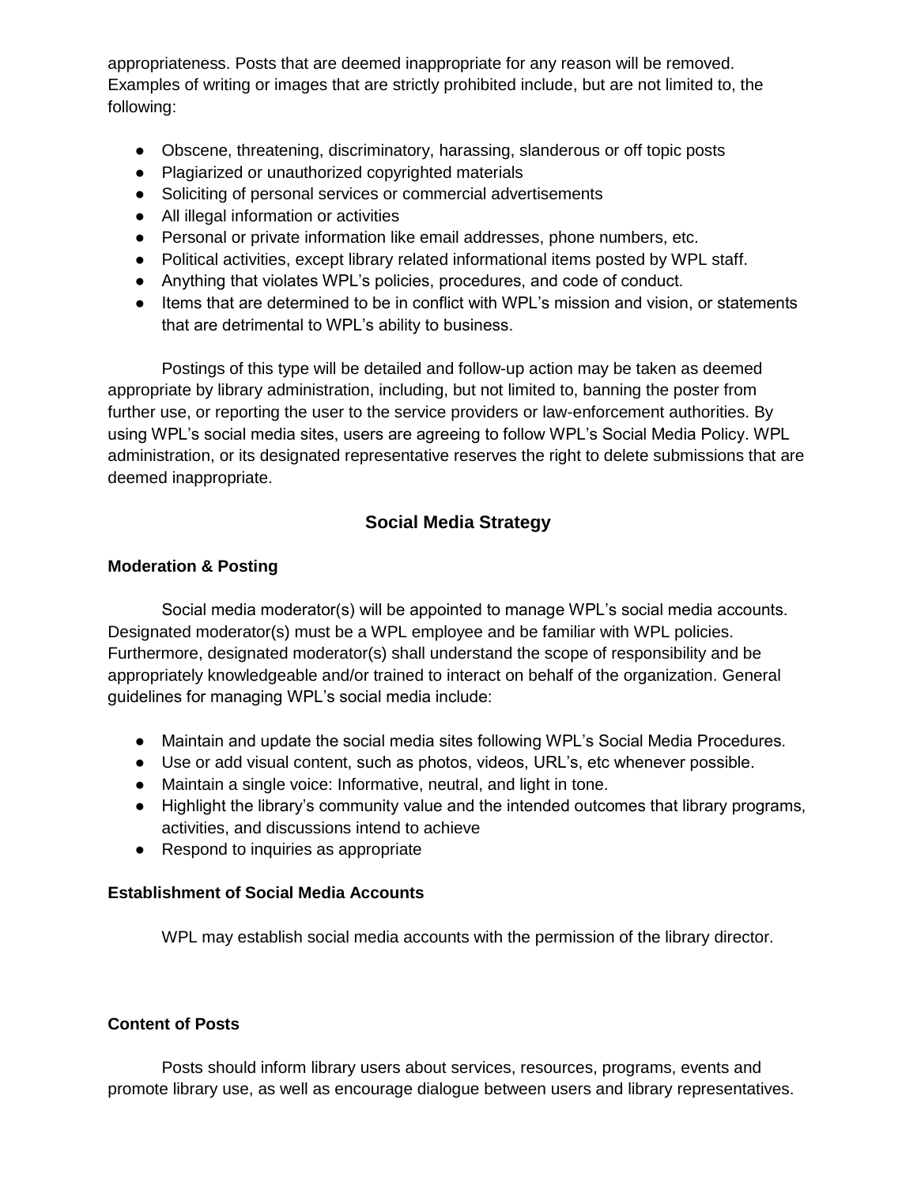appropriateness. Posts that are deemed inappropriate for any reason will be removed. Examples of writing or images that are strictly prohibited include, but are not limited to, the following:

- Obscene, threatening, discriminatory, harassing, slanderous or off topic posts
- Plagiarized or unauthorized copyrighted materials
- Soliciting of personal services or commercial advertisements
- All illegal information or activities
- Personal or private information like email addresses, phone numbers, etc.
- Political activities, except library related informational items posted by WPL staff.
- Anything that violates WPL's policies, procedures, and code of conduct.
- Items that are determined to be in conflict with WPL's mission and vision, or statements that are detrimental to WPL's ability to business.

Postings of this type will be detailed and follow-up action may be taken as deemed appropriate by library administration, including, but not limited to, banning the poster from further use, or reporting the user to the service providers or law-enforcement authorities. By using WPL's social media sites, users are agreeing to follow WPL's Social Media Policy. WPL administration, or its designated representative reserves the right to delete submissions that are deemed inappropriate.

## Social Media Strategy

**Moderation & Posting**

Social media moderator(s) will be appointed to manage WPL's social media accounts. Designated moderator(s) must be a WPL employee and be familiar with WPL policies. Furthermore, designated moderator(s) shall understand the scope of responsibility and be appropriately knowledgeable and/or trained to interact on behalf of the organization. General guidelines for managing WPL's social media include:

- Maintain and update the social media sites following WPL's Social Media Procedures.
- Use or add visual content, such as photos, videos, URL's, etc whenever possible.
- Maintain a single voice: Informative, neutral, and light in tone.
- Highlight the library's community value and the intended outcomes that library programs, activities, and discussions intend to achieve
- Respond to inquiries as appropriate

**Establishment of Social Media Accounts**

WPL may establish social media accounts with the permission of the library director.

**Content of Posts**

Posts should inform library users about services, resources, programs, events and promote library use, as well as encourage dialogue between users and library representatives.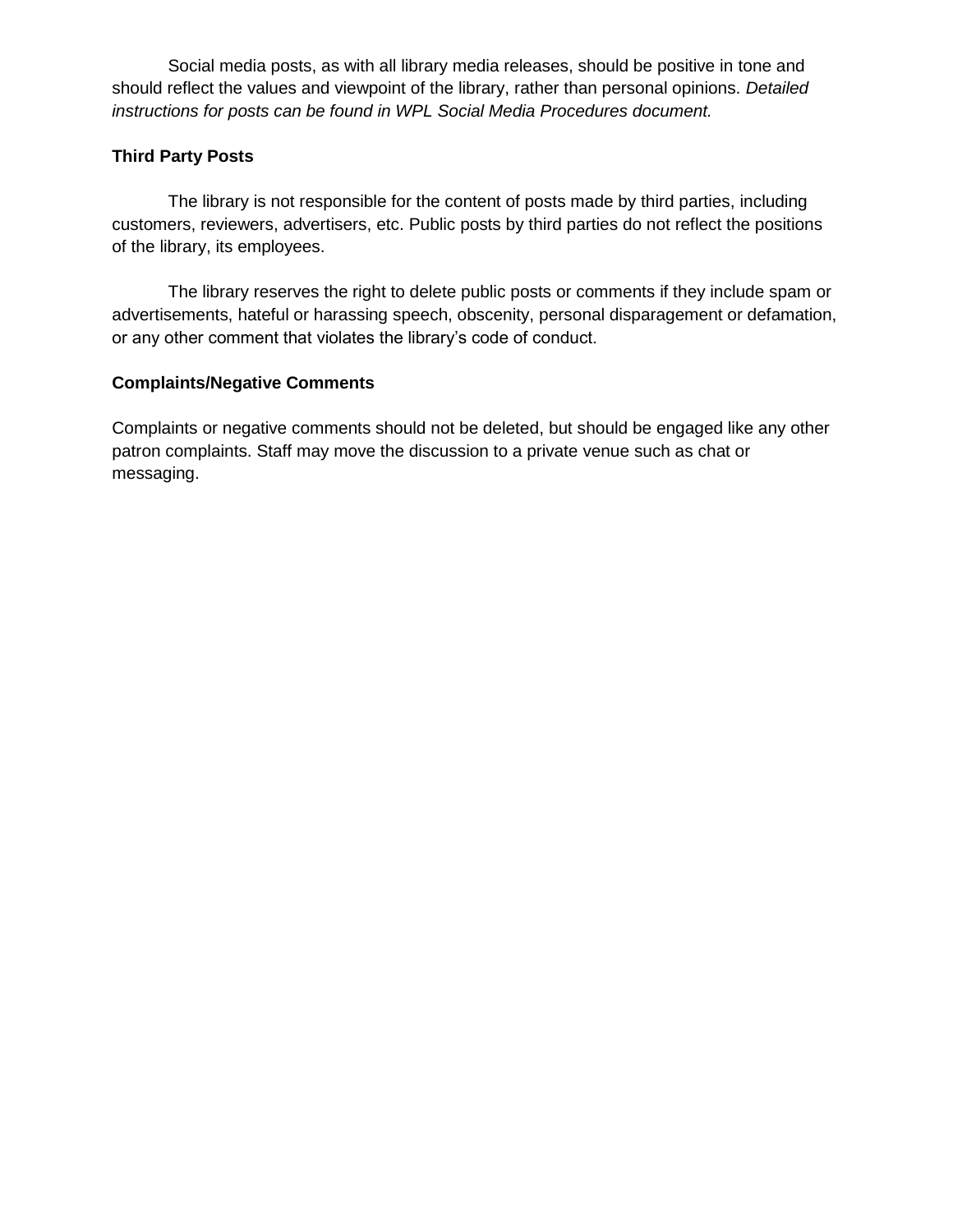Social media posts, as with all library media releases, should be positive in tone and should reflect the values and viewpoint of the library, rather than personal opinions. *Detailed instructions for posts can be found in WPL Social Media Procedures document.*

**Third Party Posts**

The library is not responsible for the content of posts made by third parties, including customers, reviewers, advertisers, etc. Public posts by third parties do not reflect the positions of the library, its employees.

The library reserves the right to delete public posts or comments if they include spam or advertisements, hateful or harassing speech, obscenity, personal disparagement or defamation, or any other comment that violates the library's code of conduct.

**Complaints/Negative Comments**

Complaints or negative comments should not be deleted, but should be engaged like any other patron complaints. Staff may move the discussion to a private venue such as chat or messaging.